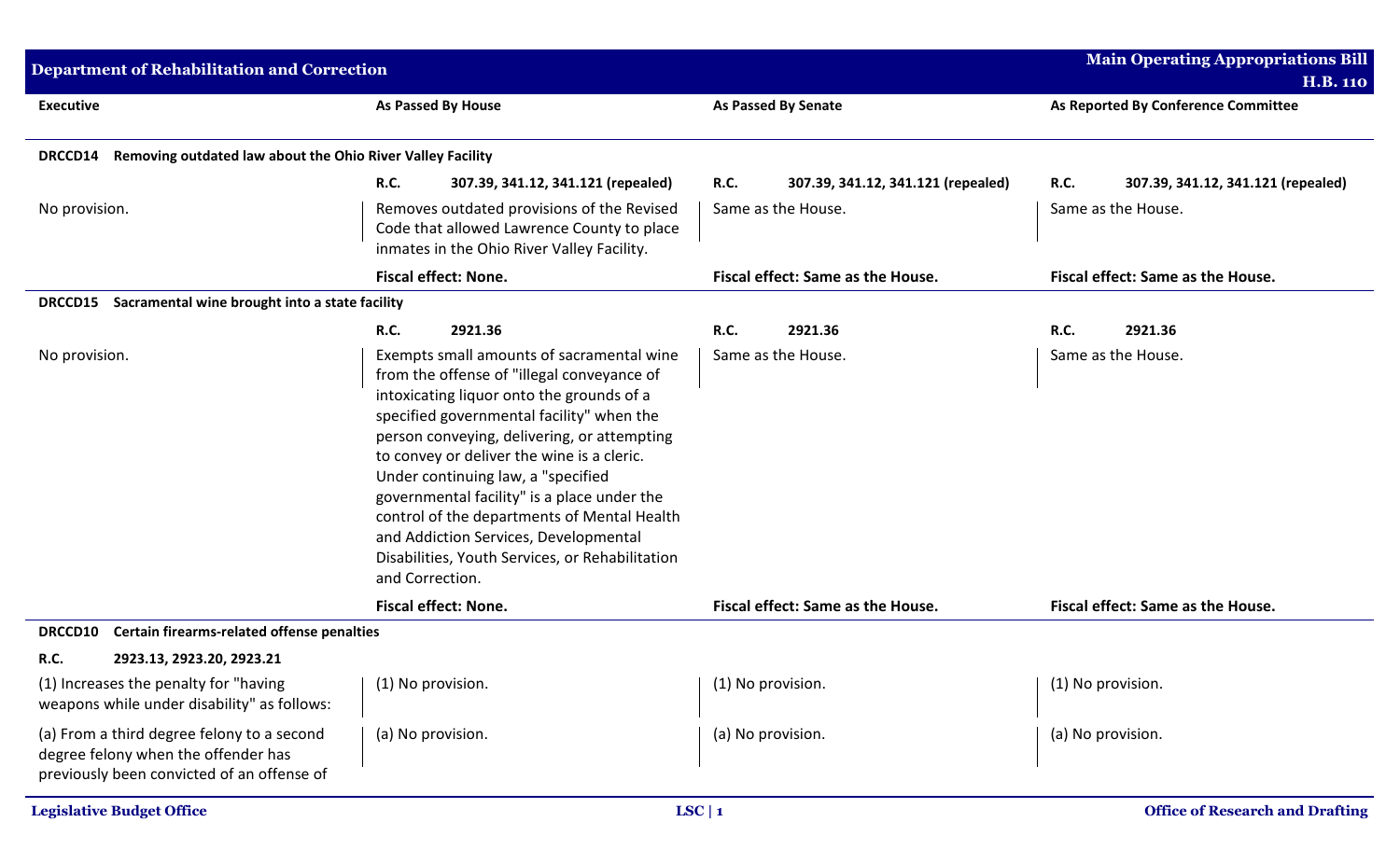**Department of Rehabilitation and Correction** — Main Operating Appropriations Bill H.B. 110

| Executive | As Passed By House | As Passed By Senate | As Reported By Conference Committee |
|---|---|---|---|
| **DRCCD14 Removing outdated law about the Ohio River Valley Facility** | | | |
| | **R.C. 307.39, 341.12, 341.121 (repealed)** | **R.C. 307.39, 341.12, 341.121 (repealed)** | **R.C. 307.39, 341.12, 341.121 (repealed)** |
| No provision. | Removes outdated provisions of the Revised Code that allowed Lawrence County to place inmates in the Ohio River Valley Facility. | Same as the House. | Same as the House. |
| | **Fiscal effect: None.** | **Fiscal effect: Same as the House.** | **Fiscal effect: Same as the House.** |
| **DRCCD15 Sacramental wine brought into a state facility** | | | |
| | **R.C. 2921.36** | **R.C. 2921.36** | **R.C. 2921.36** |
| No provision. | Exempts small amounts of sacramental wine from the offense of "illegal conveyance of intoxicating liquor onto the grounds of a specified governmental facility" when the person conveying, delivering, or attempting to convey or deliver the wine is a cleric. Under continuing law, a "specified governmental facility" is a place under the control of the departments of Mental Health and Addiction Services, Developmental Disabilities, Youth Services, or Rehabilitation and Correction. | Same as the House. | Same as the House. |
| | **Fiscal effect: None.** | **Fiscal effect: Same as the House.** | **Fiscal effect: Same as the House.** |
| **DRCCD10 Certain firearms-related offense penalties** | | | |
| **R.C. 2923.13, 2923.20, 2923.21** | | | |
| (1) Increases the penalty for "having weapons while under disability" as follows: | (1) No provision. | (1) No provision. | (1) No provision. |
| (a) From a third degree felony to a second degree felony when the offender has previously been convicted of an offense of | (a) No provision. | (a) No provision. | (a) No provision. |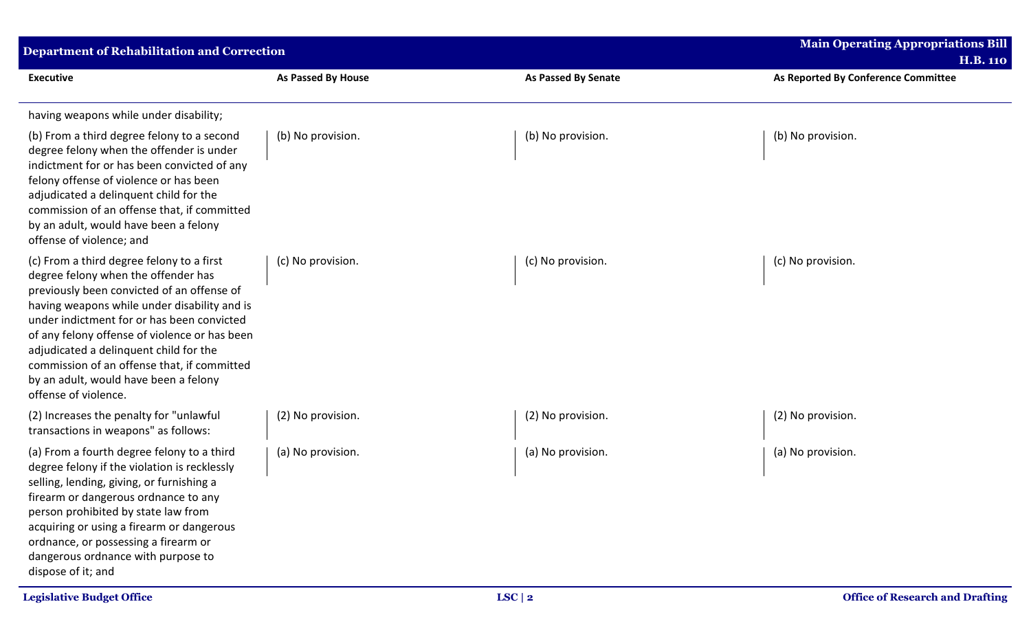| Executive | As Passed By House | As Passed By Senate | As Reported By Conference Committee |
|---|---|---|---|
| having weapons while under disability; | | | |
| (b) From a third degree felony to a second degree felony when the offender is under indictment for or has been convicted of any felony offense of violence or has been adjudicated a delinquent child for the commission of an offense that, if committed by an adult, would have been a felony offense of violence; and | (b) No provision. | (b) No provision. | (b) No provision. |
| (c) From a third degree felony to a first degree felony when the offender has previously been convicted of an offense of having weapons while under disability and is under indictment for or has been convicted of any felony offense of violence or has been adjudicated a delinquent child for the commission of an offense that, if committed by an adult, would have been a felony offense of violence. | (c) No provision. | (c) No provision. | (c) No provision. |
| (2) Increases the penalty for "unlawful transactions in weapons" as follows: | (2) No provision. | (2) No provision. | (2) No provision. |
| (a) From a fourth degree felony to a third degree felony if the violation is recklessly selling, lending, giving, or furnishing a firearm or dangerous ordnance to any person prohibited by state law from acquiring or using a firearm or dangerous ordnance, or possessing a firearm or dangerous ordnance with purpose to dispose of it; and | (a) No provision. | (a) No provision. | (a) No provision. |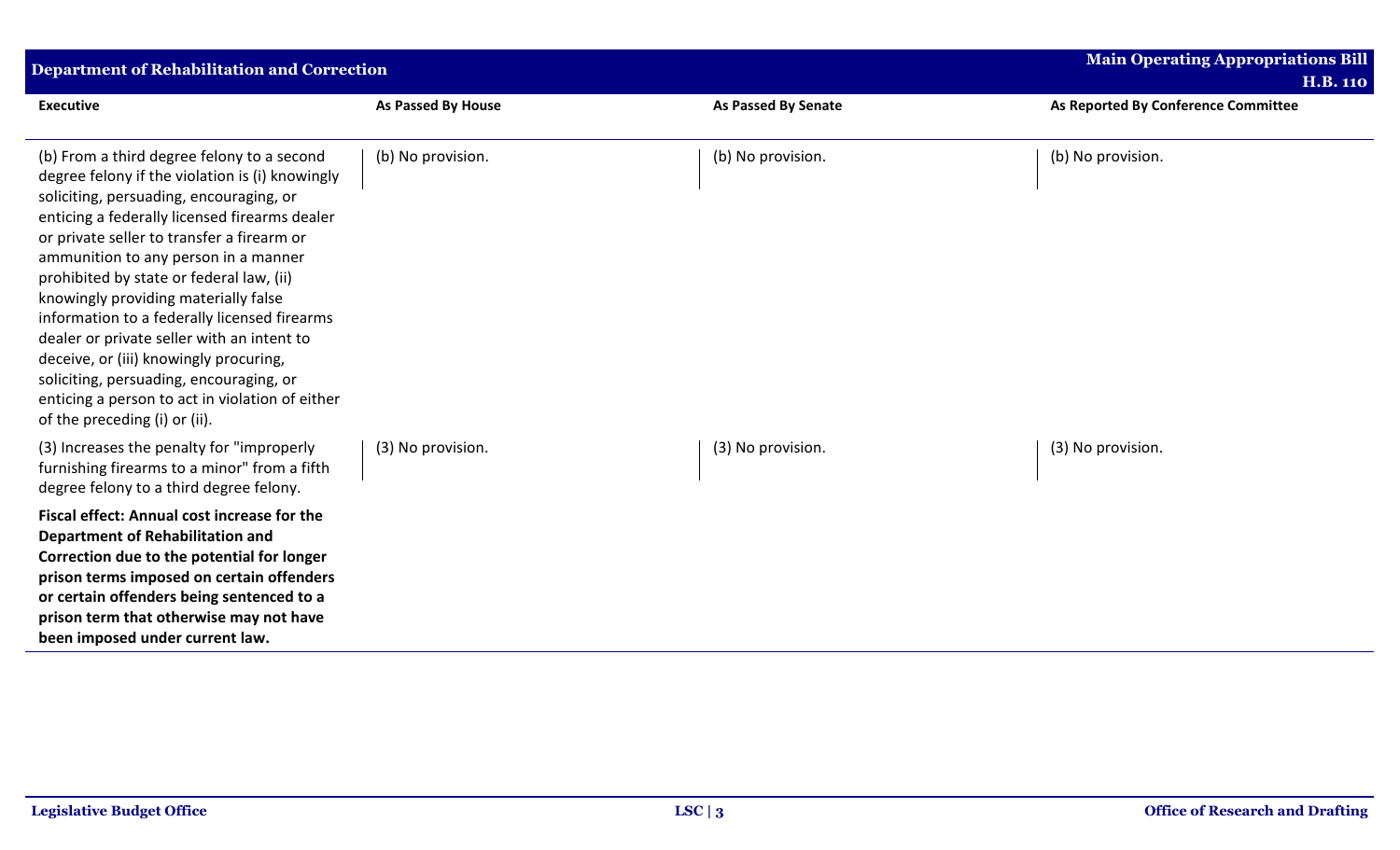| Executive | As Passed By House | As Passed By Senate | As Reported By Conference Committee |
|---|---|---|---|
| (b) From a third degree felony to a second degree felony if the violation is (i) knowingly soliciting, persuading, encouraging, or enticing a federally licensed firearms dealer or private seller to transfer a firearm or ammunition to any person in a manner prohibited by state or federal law, (ii) knowingly providing materially false information to a federally licensed firearms dealer or private seller with an intent to deceive, or (iii) knowingly procuring, soliciting, persuading, encouraging, or enticing a person to act in violation of either of the preceding (i) or (ii). | (b) No provision. | (b) No provision. | (b) No provision. |
| (3) Increases the penalty for "improperly furnishing firearms to a minor" from a fifth degree felony to a third degree felony. | (3) No provision. | (3) No provision. | (3) No provision. |
| **Fiscal effect: Annual cost increase for the Department of Rehabilitation and Correction due to the potential for longer prison terms imposed on certain offenders or certain offenders being sentenced to a prison term that otherwise may not have been imposed under current law.** | | | |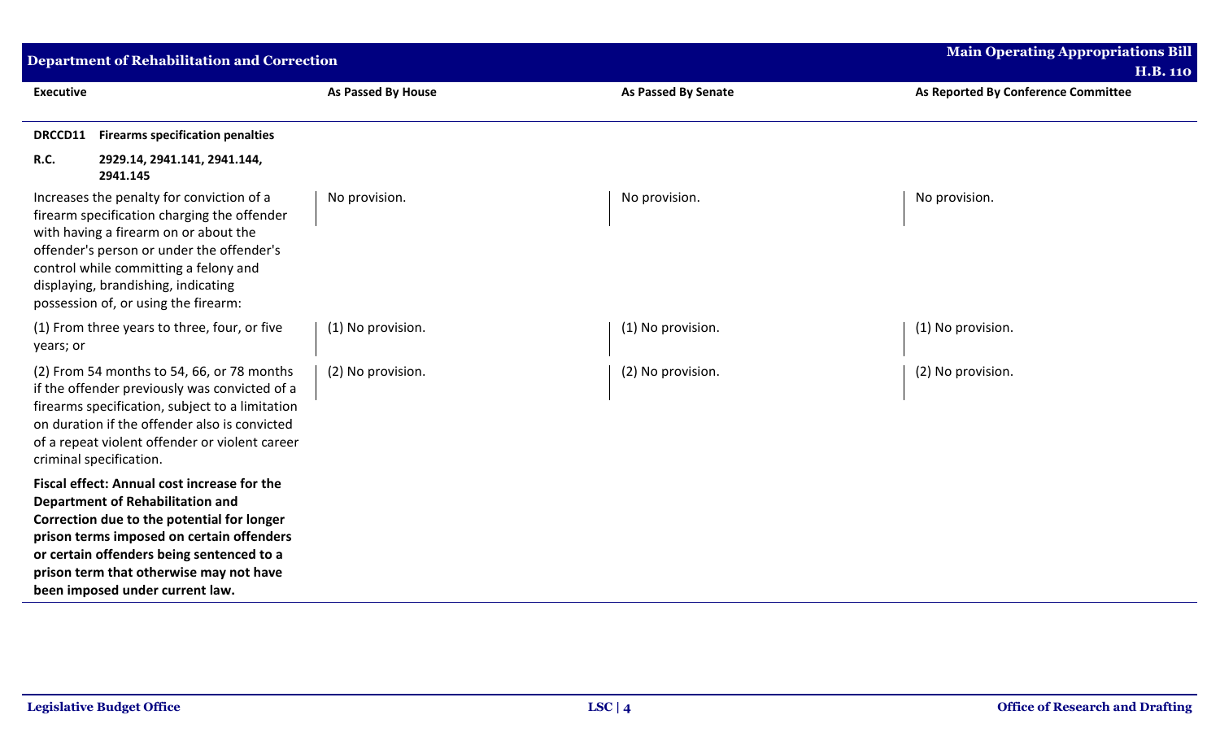| Executive | As Passed By House | As Passed By Senate | As Reported By Conference Committee |
|---|---|---|---|
| **DRCCD11 Firearms specification penalties** | | | |
| **R.C. 2929.14, 2941.141, 2941.144, 2941.145** | | | |
| Increases the penalty for conviction of a firearm specification charging the offender with having a firearm on or about the offender's person or under the offender's control while committing a felony and displaying, brandishing, indicating possession of, or using the firearm: | No provision. | No provision. | No provision. |
| (1) From three years to three, four, or five years; or | (1) No provision. | (1) No provision. | (1) No provision. |
| (2) From 54 months to 54, 66, or 78 months if the offender previously was convicted of a firearms specification, subject to a limitation on duration if the offender also is convicted of a repeat violent offender or violent career criminal specification. | (2) No provision. | (2) No provision. | (2) No provision. |
| **Fiscal effect: Annual cost increase for the Department of Rehabilitation and Correction due to the potential for longer prison terms imposed on certain offenders or certain offenders being sentenced to a prison term that otherwise may not have been imposed under current law.** | | | |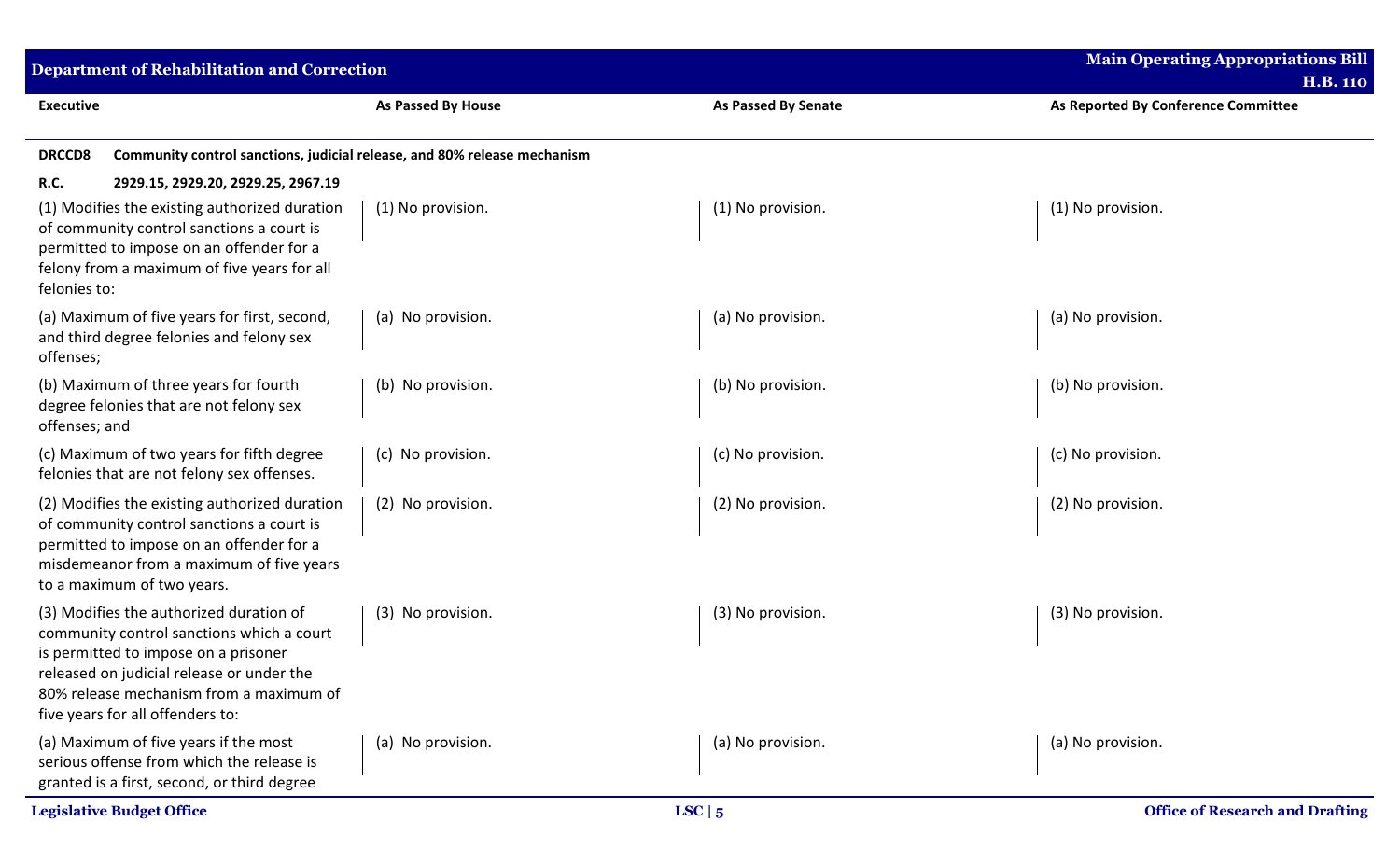| Executive | As Passed By House | As Passed By Senate | As Reported By Conference Committee |
|---|---|---|---|
| **DRCCD8** **Community control sanctions, judicial release, and 80% release mechanism** | | | |
| **R.C.** **2929.15, 2929.20, 2929.25, 2967.19** | | | |
| (1) Modifies the existing authorized duration of community control sanctions a court is permitted to impose on an offender for a felony from a maximum of five years for all felonies to: | (1) No provision. | (1) No provision. | (1) No provision. |
| (a) Maximum of five years for first, second, and third degree felonies and felony sex offenses; | (a) No provision. | (a) No provision. | (a) No provision. |
| (b) Maximum of three years for fourth degree felonies that are not felony sex offenses; and | (b) No provision. | (b) No provision. | (b) No provision. |
| (c) Maximum of two years for fifth degree felonies that are not felony sex offenses. | (c) No provision. | (c) No provision. | (c) No provision. |
| (2) Modifies the existing authorized duration of community control sanctions a court is permitted to impose on an offender for a misdemeanor from a maximum of five years to a maximum of two years. | (2) No provision. | (2) No provision. | (2) No provision. |
| (3) Modifies the authorized duration of community control sanctions which a court is permitted to impose on a prisoner released on judicial release or under the 80% release mechanism from a maximum of five years for all offenders to: | (3) No provision. | (3) No provision. | (3) No provision. |
| (a) Maximum of five years if the most serious offense from which the release is granted is a first, second, or third degree | (a) No provision. | (a) No provision. | (a) No provision. |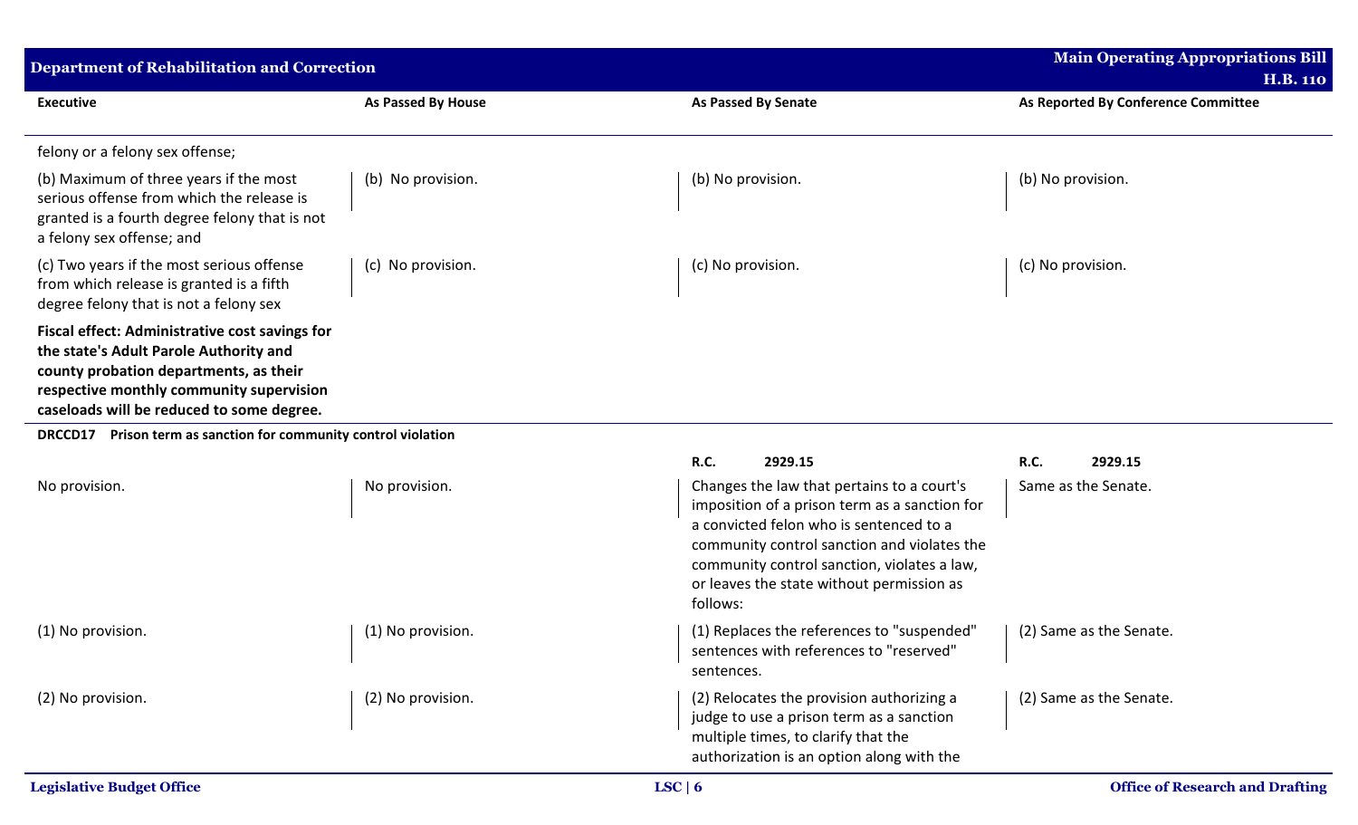| Executive | As Passed By House | As Passed By Senate | As Reported By Conference Committee |
|---|---|---|---|
| felony or a felony sex offense; | | | |
| (b) Maximum of three years if the most serious offense from which the release is granted is a fourth degree felony that is not a felony sex offense; and | (b) No provision. | (b) No provision. | (b) No provision. |
| (c) Two years if the most serious offense from which release is granted is a fifth degree felony that is not a felony sex | (c) No provision. | (c) No provision. | (c) No provision. |
| **Fiscal effect: Administrative cost savings for the state's Adult Parole Authority and county probation departments, as their respective monthly community supervision caseloads will be reduced to some degree.** | | | |
| **DRCCD17 Prison term as sanction for community control violation** | | | |
| | | **R.C. 2929.15** | **R.C. 2929.15** |
| No provision. | No provision. | Changes the law that pertains to a court's imposition of a prison term as a sanction for a convicted felon who is sentenced to a community control sanction and violates the community control sanction, violates a law, or leaves the state without permission as follows: | Same as the Senate. |
| (1) No provision. | (1) No provision. | (1) Replaces the references to "suspended" sentences with references to "reserved" sentences. | (2) Same as the Senate. |
| (2) No provision. | (2) No provision. | (2) Relocates the provision authorizing a judge to use a prison term as a sanction multiple times, to clarify that the authorization is an option along with the | (2) Same as the Senate. |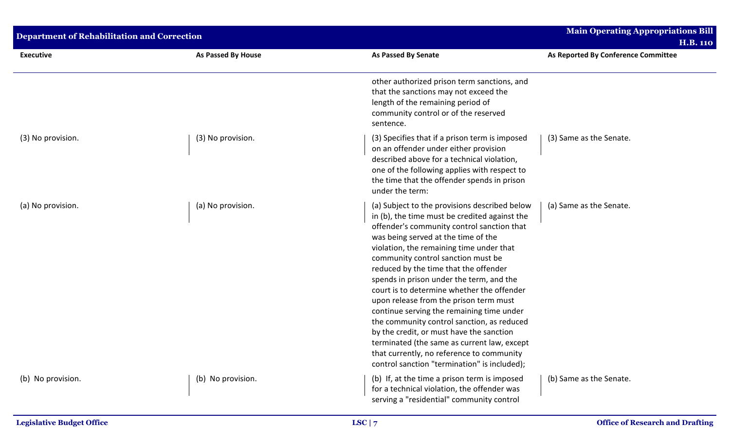| Executive | As Passed By House | As Passed By Senate | As Reported By Conference Committee |
|---|---|---|---|
| | | other authorized prison term sanctions, and that the sanctions may not exceed the length of the remaining period of community control or of the reserved sentence. | |
| (3) No provision. | (3) No provision. | (3) Specifies that if a prison term is imposed on an offender under either provision described above for a technical violation, one of the following applies with respect to the time that the offender spends in prison under the term: | (3) Same as the Senate. |
| (a) No provision. | (a) No provision. | (a) Subject to the provisions described below in (b), the time must be credited against the offender's community control sanction that was being served at the time of the violation, the remaining time under that community control sanction must be reduced by the time that the offender spends in prison under the term, and the court is to determine whether the offender upon release from the prison term must continue serving the remaining time under the community control sanction, as reduced by the credit, or must have the sanction terminated (the same as current law, except that currently, no reference to community control sanction "termination" is included); | (a) Same as the Senate. |
| (b) No provision. | (b) No provision. | (b) If, at the time a prison term is imposed for a technical violation, the offender was serving a "residential" community control | (b) Same as the Senate. |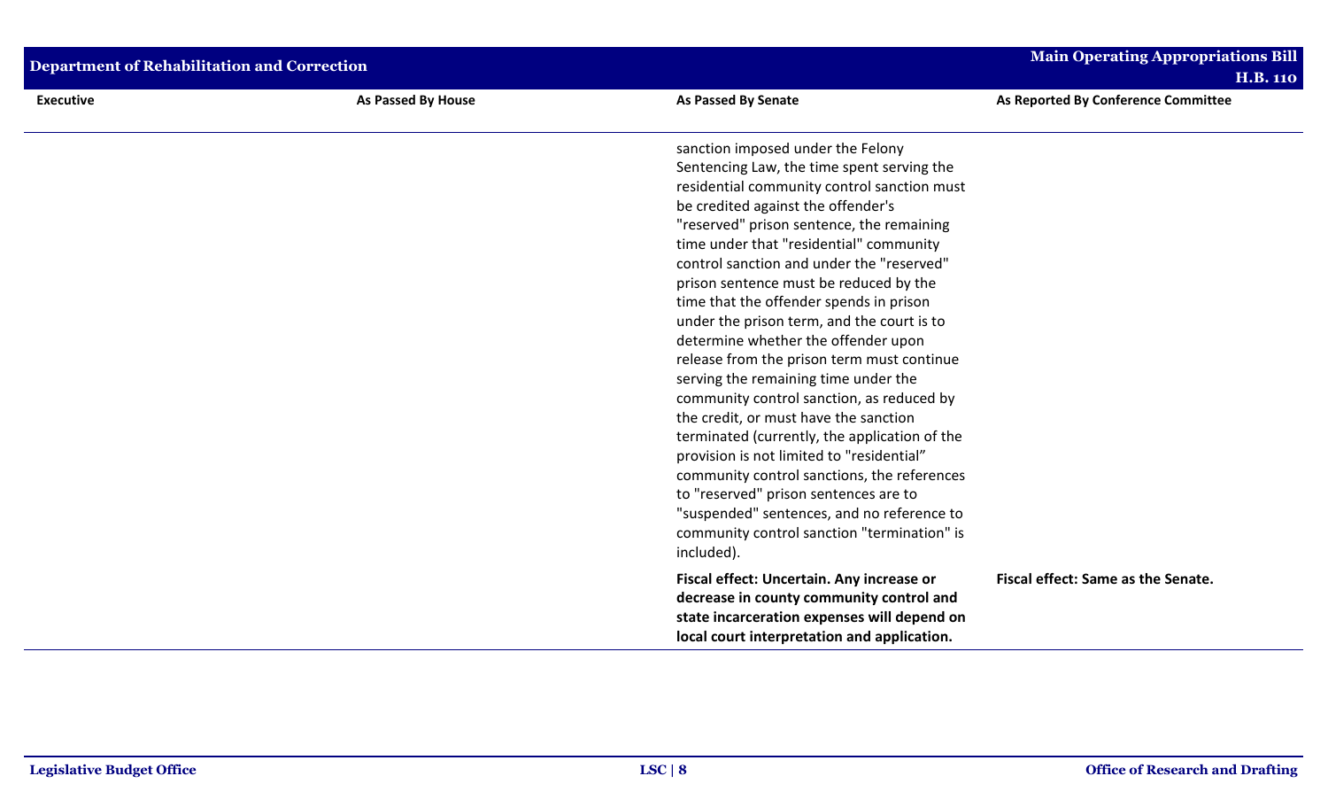| Executive | As Passed By House | As Passed By Senate | As Reported By Conference Committee |
|---|---|---|---|
| | | sanction imposed under the Felony Sentencing Law, the time spent serving the residential community control sanction must be credited against the offender's "reserved" prison sentence, the remaining time under that "residential" community control sanction and under the "reserved" prison sentence must be reduced by the time that the offender spends in prison under the prison term, and the court is to determine whether the offender upon release from the prison term must continue serving the remaining time under the community control sanction, as reduced by the credit, or must have the sanction terminated (currently, the application of the provision is not limited to "residential" community control sanctions, the references to "reserved" prison sentences are to "suspended" sentences, and no reference to community control sanction "termination" is included). | |
| | | **Fiscal effect: Uncertain. Any increase or decrease in county community control and state incarceration expenses will depend on local court interpretation and application.** | **Fiscal effect: Same as the Senate.** |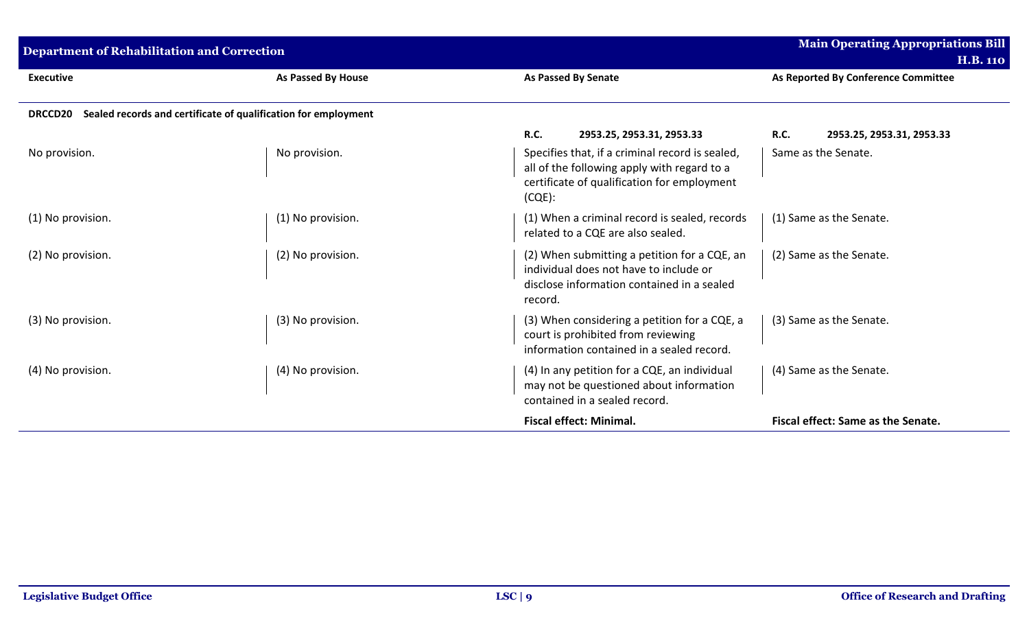| Executive | As Passed By House | As Passed By Senate | As Reported By Conference Committee |
|---|---|---|---|
| **DRCCD20 Sealed records and certificate of qualification for employment** | | | |
| | | **R.C. 2953.25, 2953.31, 2953.33** | **R.C. 2953.25, 2953.31, 2953.33** |
| No provision. | No provision. | Specifies that, if a criminal record is sealed, all of the following apply with regard to a certificate of qualification for employment (CQE): | Same as the Senate. |
| (1) No provision. | (1) No provision. | (1) When a criminal record is sealed, records related to a CQE are also sealed. | (1) Same as the Senate. |
| (2) No provision. | (2) No provision. | (2) When submitting a petition for a CQE, an individual does not have to include or disclose information contained in a sealed record. | (2) Same as the Senate. |
| (3) No provision. | (3) No provision. | (3) When considering a petition for a CQE, a court is prohibited from reviewing information contained in a sealed record. | (3) Same as the Senate. |
| (4) No provision. | (4) No provision. | (4) In any petition for a CQE, an individual may not be questioned about information contained in a sealed record. | (4) Same as the Senate. |
| | | **Fiscal effect: Minimal.** | **Fiscal effect: Same as the Senate.** |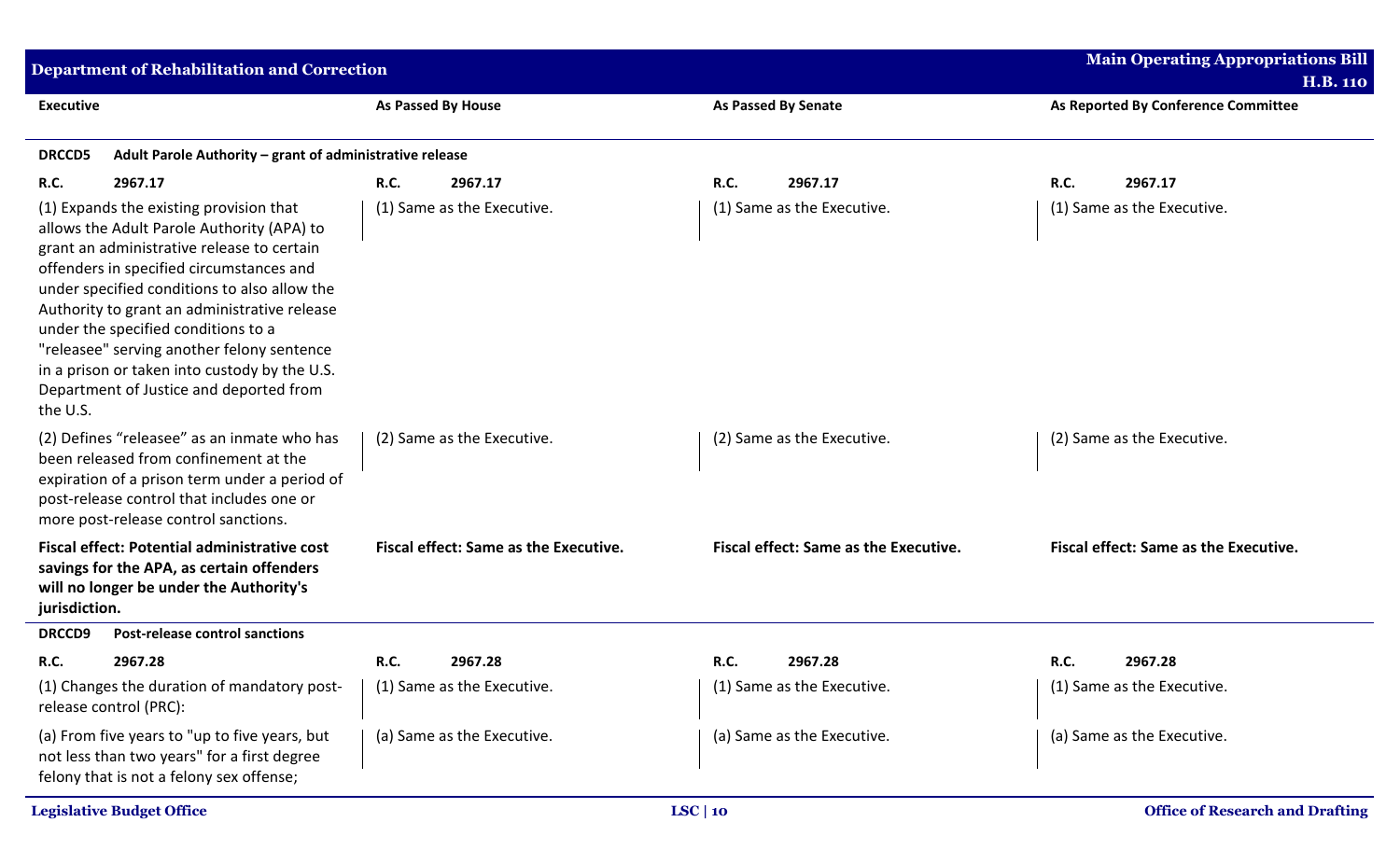| Executive | As Passed By House | As Passed By Senate | As Reported By Conference Committee |
|---|---|---|---|
| **DRCCD5 Adult Parole Authority – grant of administrative release** | | | |
| **R.C. 2967.17** | **R.C. 2967.17** | **R.C. 2967.17** | **R.C. 2967.17** |
| (1) Expands the existing provision that allows the Adult Parole Authority (APA) to grant an administrative release to certain offenders in specified circumstances and under specified conditions to also allow the Authority to grant an administrative release under the specified conditions to a "releasee" serving another felony sentence in a prison or taken into custody by the U.S. Department of Justice and deported from the U.S. | (1) Same as the Executive. | (1) Same as the Executive. | (1) Same as the Executive. |
| (2) Defines "releasee" as an inmate who has been released from confinement at the expiration of a prison term under a period of post-release control that includes one or more post-release control sanctions. | (2) Same as the Executive. | (2) Same as the Executive. | (2) Same as the Executive. |
| **Fiscal effect: Potential administrative cost savings for the APA, as certain offenders will no longer be under the Authority's jurisdiction.** | **Fiscal effect: Same as the Executive.** | **Fiscal effect: Same as the Executive.** | **Fiscal effect: Same as the Executive.** |
| **DRCCD9 Post-release control sanctions** | | | |
| **R.C. 2967.28** | **R.C. 2967.28** | **R.C. 2967.28** | **R.C. 2967.28** |
| (1) Changes the duration of mandatory post-release control (PRC): | (1) Same as the Executive. | (1) Same as the Executive. | (1) Same as the Executive. |
| (a) From five years to "up to five years, but not less than two years" for a first degree felony that is not a felony sex offense; | (a) Same as the Executive. | (a) Same as the Executive. | (a) Same as the Executive. |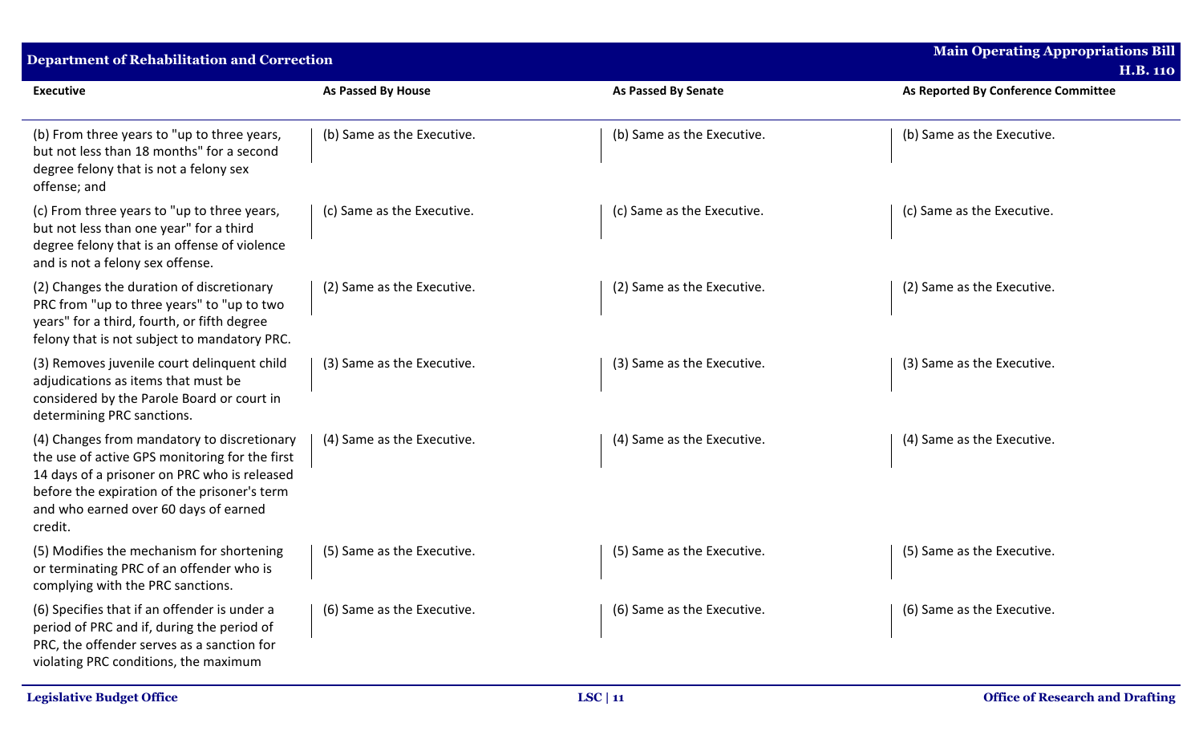| Executive | As Passed By House | As Passed By Senate | As Reported By Conference Committee |
|---|---|---|---|
| (b) From three years to "up to three years, but not less than 18 months" for a second degree felony that is not a felony sex offense; and | (b) Same as the Executive. | (b) Same as the Executive. | (b) Same as the Executive. |
| (c) From three years to "up to three years, but not less than one year" for a third degree felony that is an offense of violence and is not a felony sex offense. | (c) Same as the Executive. | (c) Same as the Executive. | (c) Same as the Executive. |
| (2) Changes the duration of discretionary PRC from "up to three years" to "up to two years" for a third, fourth, or fifth degree felony that is not subject to mandatory PRC. | (2) Same as the Executive. | (2) Same as the Executive. | (2) Same as the Executive. |
| (3) Removes juvenile court delinquent child adjudications as items that must be considered by the Parole Board or court in determining PRC sanctions. | (3) Same as the Executive. | (3) Same as the Executive. | (3) Same as the Executive. |
| (4) Changes from mandatory to discretionary the use of active GPS monitoring for the first 14 days of a prisoner on PRC who is released before the expiration of the prisoner's term and who earned over 60 days of earned credit. | (4) Same as the Executive. | (4) Same as the Executive. | (4) Same as the Executive. |
| (5) Modifies the mechanism for shortening or terminating PRC of an offender who is complying with the PRC sanctions. | (5) Same as the Executive. | (5) Same as the Executive. | (5) Same as the Executive. |
| (6) Specifies that if an offender is under a period of PRC and if, during the period of PRC, the offender serves as a sanction for violating PRC conditions, the maximum | (6) Same as the Executive. | (6) Same as the Executive. | (6) Same as the Executive. |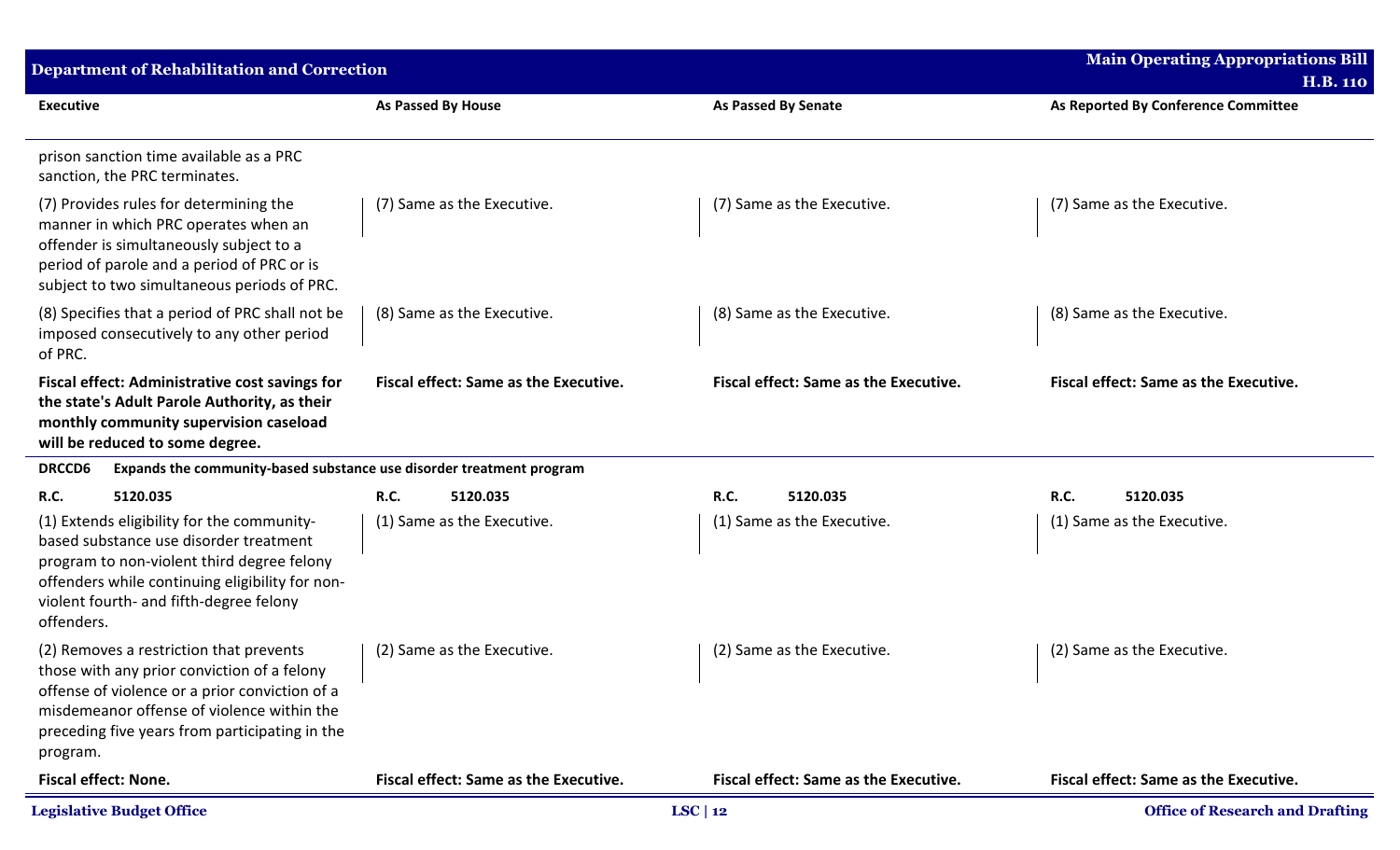| Executive | As Passed By House | As Passed By Senate | As Reported By Conference Committee |
|---|---|---|---|
| prison sanction time available as a PRC sanction, the PRC terminates. | | | |
| (7) Provides rules for determining the manner in which PRC operates when an offender is simultaneously subject to a period of parole and a period of PRC or is subject to two simultaneous periods of PRC. | (7) Same as the Executive. | (7) Same as the Executive. | (7) Same as the Executive. |
| (8) Specifies that a period of PRC shall not be imposed consecutively to any other period of PRC. | (8) Same as the Executive. | (8) Same as the Executive. | (8) Same as the Executive. |
| **Fiscal effect: Administrative cost savings for the state's Adult Parole Authority, as their monthly community supervision caseload will be reduced to some degree.** | **Fiscal effect: Same as the Executive.** | **Fiscal effect: Same as the Executive.** | **Fiscal effect: Same as the Executive.** |
| **DRCCD6 Expands the community-based substance use disorder treatment program** | | | |
| **R.C. 5120.035** | **R.C. 5120.035** | **R.C. 5120.035** | **R.C. 5120.035** |
| (1) Extends eligibility for the community-based substance use disorder treatment program to non-violent third degree felony offenders while continuing eligibility for non-violent fourth- and fifth-degree felony offenders. | (1) Same as the Executive. | (1) Same as the Executive. | (1) Same as the Executive. |
| (2) Removes a restriction that prevents those with any prior conviction of a felony offense of violence or a prior conviction of a misdemeanor offense of violence within the preceding five years from participating in the program. | (2) Same as the Executive. | (2) Same as the Executive. | (2) Same as the Executive. |
| **Fiscal effect: None.** | **Fiscal effect: Same as the Executive.** | **Fiscal effect: Same as the Executive.** | **Fiscal effect: Same as the Executive.** |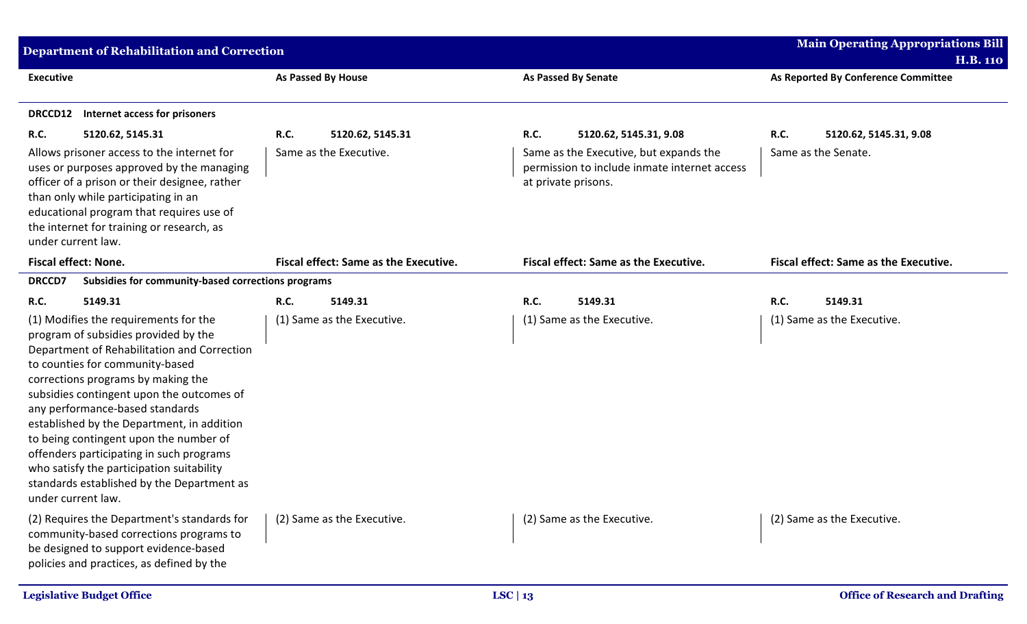| Executive | As Passed By House | As Passed By Senate | As Reported By Conference Committee |
|---|---|---|---|
| **DRCCD12 Internet access for prisoners** | | | |
| **R.C. 5120.62, 5145.31** | **R.C. 5120.62, 5145.31** | **R.C. 5120.62, 5145.31, 9.08** | **R.C. 5120.62, 5145.31, 9.08** |
| Allows prisoner access to the internet for uses or purposes approved by the managing officer of a prison or their designee, rather than only while participating in an educational program that requires use of the internet for training or research, as under current law. | Same as the Executive. | Same as the Executive, but expands the permission to include inmate internet access at private prisons. | Same as the Senate. |
| **Fiscal effect: None.** | **Fiscal effect: Same as the Executive.** | **Fiscal effect: Same as the Executive.** | **Fiscal effect: Same as the Executive.** |
| **DRCCD7 Subsidies for community-based corrections programs** | | | |
| **R.C. 5149.31** | **R.C. 5149.31** | **R.C. 5149.31** | **R.C. 5149.31** |
| (1) Modifies the requirements for the program of subsidies provided by the Department of Rehabilitation and Correction to counties for community-based corrections programs by making the subsidies contingent upon the outcomes of any performance-based standards established by the Department, in addition to being contingent upon the number of offenders participating in such programs who satisfy the participation suitability standards established by the Department as under current law. | (1) Same as the Executive. | (1) Same as the Executive. | (1) Same as the Executive. |
| (2) Requires the Department's standards for community-based corrections programs to be designed to support evidence-based policies and practices, as defined by the | (2) Same as the Executive. | (2) Same as the Executive. | (2) Same as the Executive. |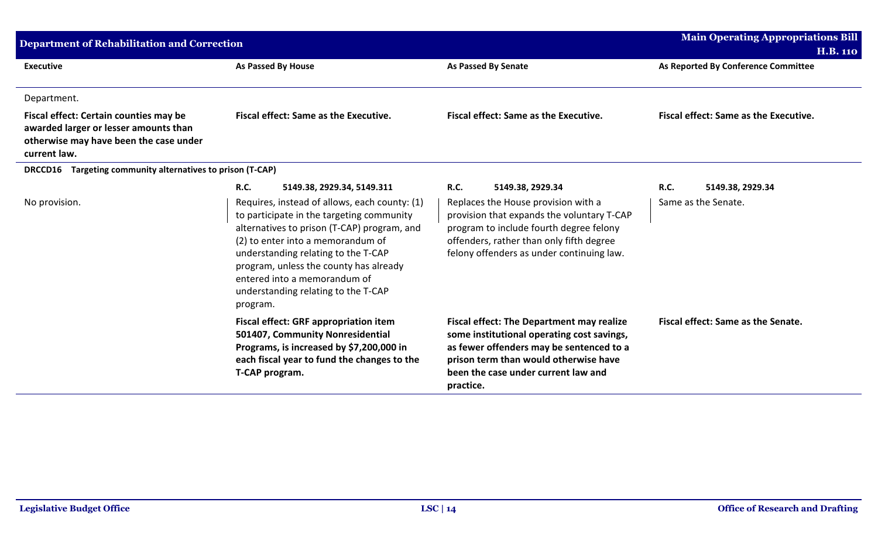| Executive | As Passed By House | As Passed By Senate | As Reported By Conference Committee |
|---|---|---|---|
| Department. | | | |
| **Fiscal effect: Certain counties may be awarded larger or lesser amounts than otherwise may have been the case under current law.** | **Fiscal effect: Same as the Executive.** | **Fiscal effect: Same as the Executive.** | **Fiscal effect: Same as the Executive.** |
| **DRCCD16 Targeting community alternatives to prison (T-CAP)** | | | |
| | **R.C.** 5149.38, 2929.34, 5149.311 | **R.C.** 5149.38, 2929.34 | **R.C.** 5149.38, 2929.34 |
| No provision. | Requires, instead of allows, each county: (1) to participate in the targeting community alternatives to prison (T-CAP) program, and (2) to enter into a memorandum of understanding relating to the T-CAP program, unless the county has already entered into a memorandum of understanding relating to the T-CAP program. | Replaces the House provision with a provision that expands the voluntary T-CAP program to include fourth degree felony offenders, rather than only fifth degree felony offenders as under continuing law. | Same as the Senate. |
| | **Fiscal effect: GRF appropriation item 501407, Community Nonresidential Programs, is increased by $7,200,000 in each fiscal year to fund the changes to the T-CAP program.** | **Fiscal effect: The Department may realize some institutional operating cost savings, as fewer offenders may be sentenced to a prison term than would otherwise have been the case under current law and practice.** | **Fiscal effect: Same as the Senate.** |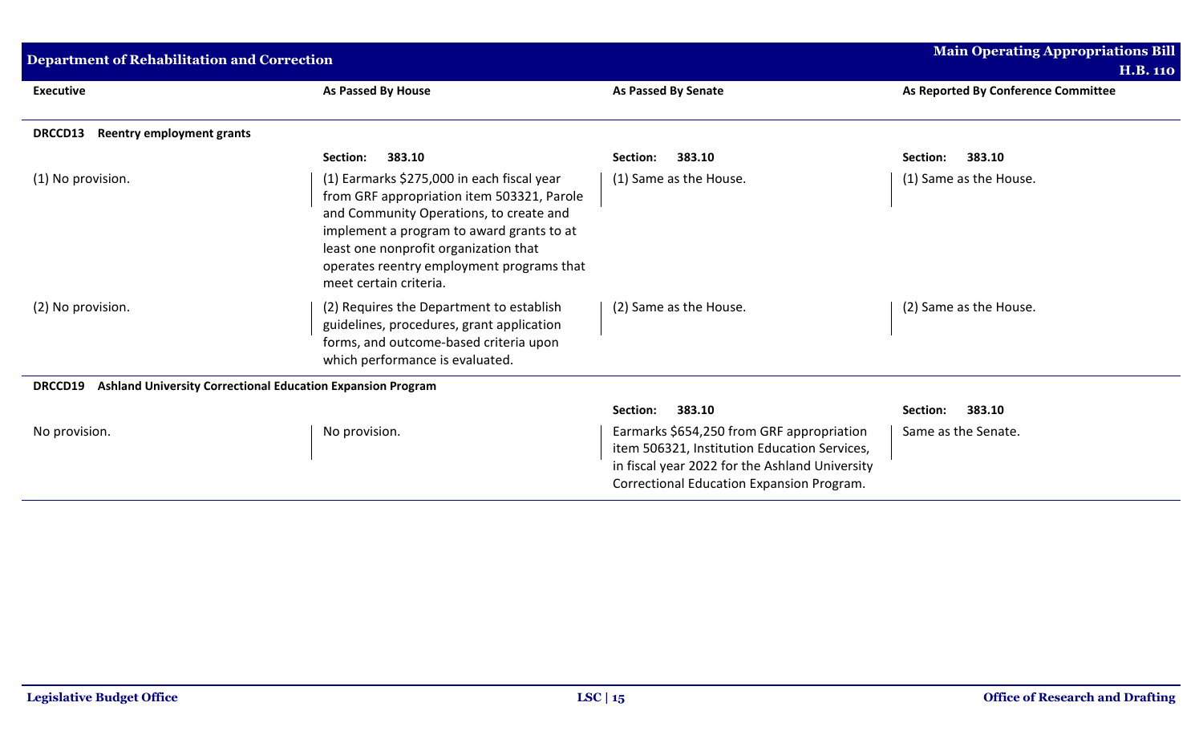## Department of Rehabilitation and Correction

**Main Operating Appropriations Bill H.B. 110**

| Executive | As Passed By House | As Passed By Senate | As Reported By Conference Committee |
|---|---|---|---|
| **DRCCD13 Reentry employment grants** | | | |
| | **Section: 383.10** | **Section: 383.10** | **Section: 383.10** |
| (1) No provision. | (1) Earmarks $275,000 in each fiscal year from GRF appropriation item 503321, Parole and Community Operations, to create and implement a program to award grants to at least one nonprofit organization that operates reentry employment programs that meet certain criteria. | (1) Same as the House. | (1) Same as the House. |
| (2) No provision. | (2) Requires the Department to establish guidelines, procedures, grant application forms, and outcome-based criteria upon which performance is evaluated. | (2) Same as the House. | (2) Same as the House. |
| **DRCCD19 Ashland University Correctional Education Expansion Program** | | | |
| | | **Section: 383.10** | **Section: 383.10** |
| No provision. | No provision. | Earmarks $654,250 from GRF appropriation item 506321, Institution Education Services, in fiscal year 2022 for the Ashland University Correctional Education Expansion Program. | Same as the Senate. |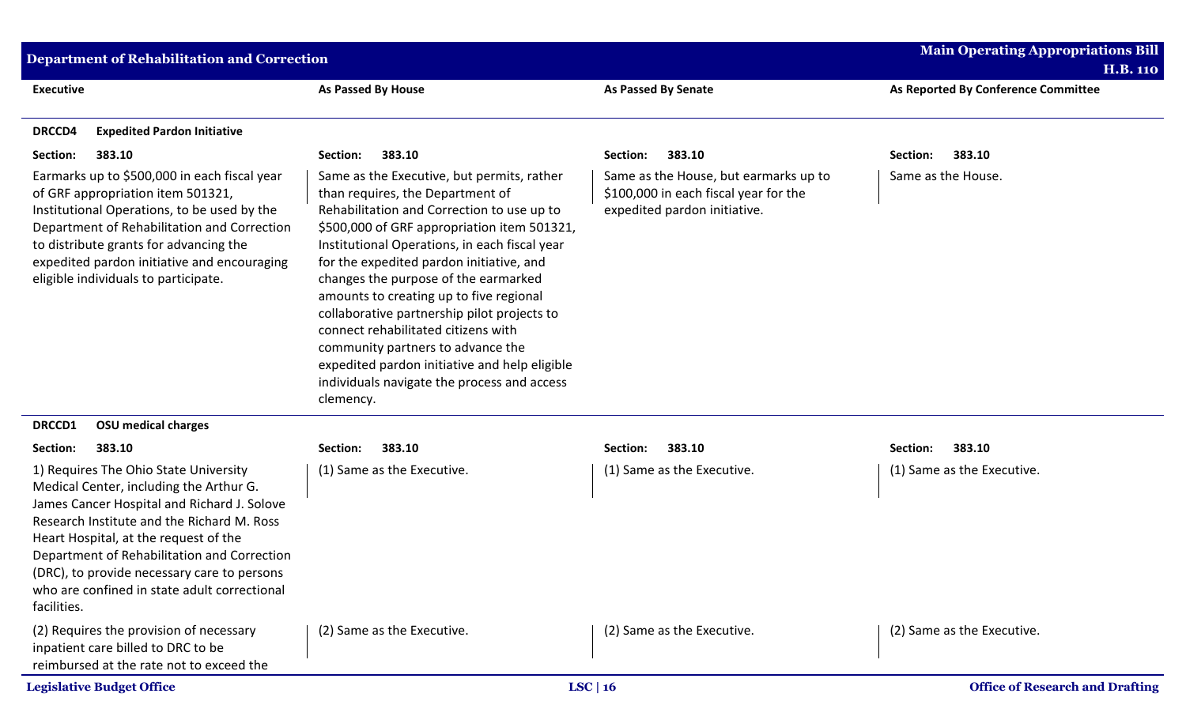| Executive | As Passed By House | As Passed By Senate | As Reported By Conference Committee |
|---|---|---|---|
| **DRCCD4 Expedited Pardon Initiative** | | | |
| **Section: 383.10** | **Section: 383.10** | **Section: 383.10** | **Section: 383.10** |
| Earmarks up to $500,000 in each fiscal year of GRF appropriation item 501321, Institutional Operations, to be used by the Department of Rehabilitation and Correction to distribute grants for advancing the expedited pardon initiative and encouraging eligible individuals to participate. | Same as the Executive, but permits, rather than requires, the Department of Rehabilitation and Correction to use up to $500,000 of GRF appropriation item 501321, Institutional Operations, in each fiscal year for the expedited pardon initiative, and changes the purpose of the earmarked amounts to creating up to five regional collaborative partnership pilot projects to connect rehabilitated citizens with community partners to advance the expedited pardon initiative and help eligible individuals navigate the process and access clemency. | Same as the House, but earmarks up to $100,000 in each fiscal year for the expedited pardon initiative. | Same as the House. |
| **DRCCD1 OSU medical charges** | | | |
| **Section: 383.10** | **Section: 383.10** | **Section: 383.10** | **Section: 383.10** |
| 1) Requires The Ohio State University Medical Center, including the Arthur G. James Cancer Hospital and Richard J. Solove Research Institute and the Richard M. Ross Heart Hospital, at the request of the Department of Rehabilitation and Correction (DRC), to provide necessary care to persons who are confined in state adult correctional facilities. | (1) Same as the Executive. | (1) Same as the Executive. | (1) Same as the Executive. |
| (2) Requires the provision of necessary inpatient care billed to DRC to be reimbursed at the rate not to exceed the | (2) Same as the Executive. | (2) Same as the Executive. | (2) Same as the Executive. |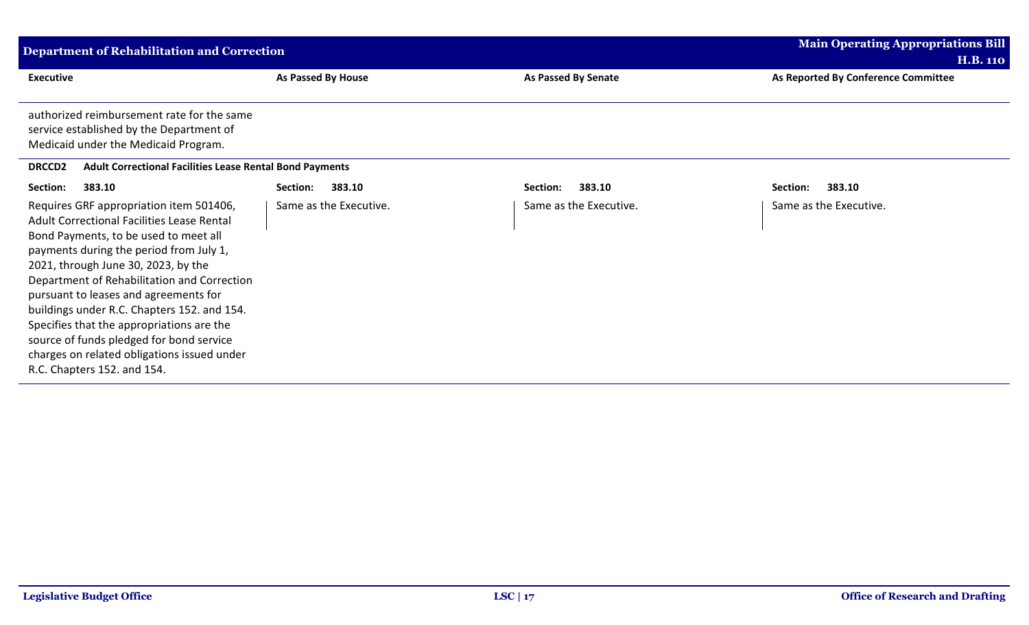| Executive | As Passed By House | As Passed By Senate | As Reported By Conference Committee |
|---|---|---|---|
| authorized reimbursement rate for the same service established by the Department of Medicaid under the Medicaid Program. | | | |
| **DRCCD2 Adult Correctional Facilities Lease Rental Bond Payments** | | | |
| **Section: 383.10** | **Section: 383.10** | **Section: 383.10** | **Section: 383.10** |
| Requires GRF appropriation item 501406, Adult Correctional Facilities Lease Rental Bond Payments, to be used to meet all payments during the period from July 1, 2021, through June 30, 2023, by the Department of Rehabilitation and Correction pursuant to leases and agreements for buildings under R.C. Chapters 152. and 154. Specifies that the appropriations are the source of funds pledged for bond service charges on related obligations issued under R.C. Chapters 152. and 154. | Same as the Executive. | Same as the Executive. | Same as the Executive. |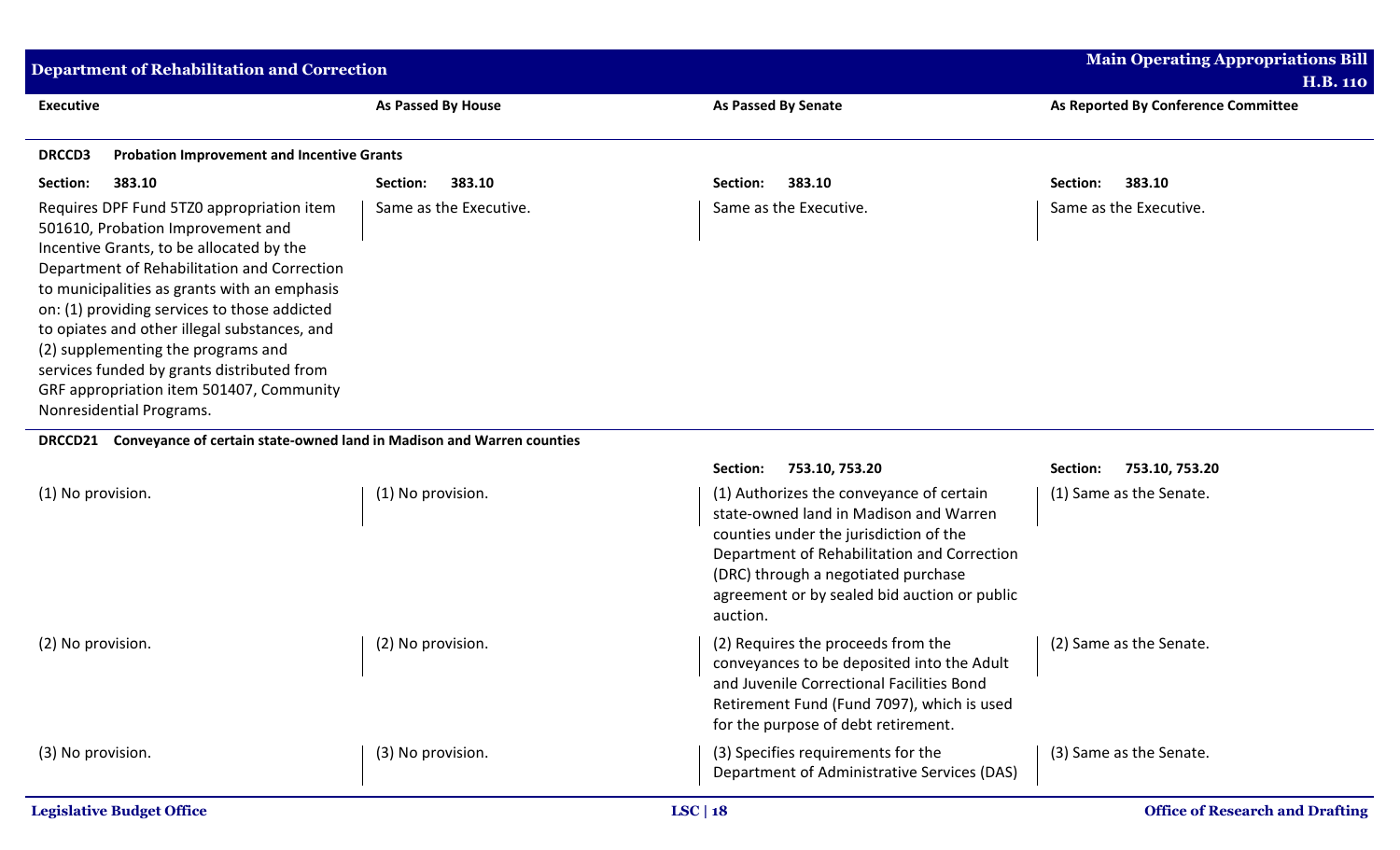| Executive | As Passed By House | As Passed By Senate | As Reported By Conference Committee |
|---|---|---|---|
| **DRCCD3 Probation Improvement and Incentive Grants** | | | |
| **Section: 383.10** | **Section: 383.10** | **Section: 383.10** | **Section: 383.10** |
| Requires DPF Fund 5TZ0 appropriation item 501610, Probation Improvement and Incentive Grants, to be allocated by the Department of Rehabilitation and Correction to municipalities as grants with an emphasis on: (1) providing services to those addicted to opiates and other illegal substances, and (2) supplementing the programs and services funded by grants distributed from GRF appropriation item 501407, Community Nonresidential Programs. | Same as the Executive. | Same as the Executive. | Same as the Executive. |
| **DRCCD21 Conveyance of certain state-owned land in Madison and Warren counties** | | | |
| | | **Section: 753.10, 753.20** | **Section: 753.10, 753.20** |
| (1) No provision. | (1) No provision. | (1) Authorizes the conveyance of certain state-owned land in Madison and Warren counties under the jurisdiction of the Department of Rehabilitation and Correction (DRC) through a negotiated purchase agreement or by sealed bid auction or public auction. | (1) Same as the Senate. |
| (2) No provision. | (2) No provision. | (2) Requires the proceeds from the conveyances to be deposited into the Adult and Juvenile Correctional Facilities Bond Retirement Fund (Fund 7097), which is used for the purpose of debt retirement. | (2) Same as the Senate. |
| (3) No provision. | (3) No provision. | (3) Specifies requirements for the Department of Administrative Services (DAS) | (3) Same as the Senate. |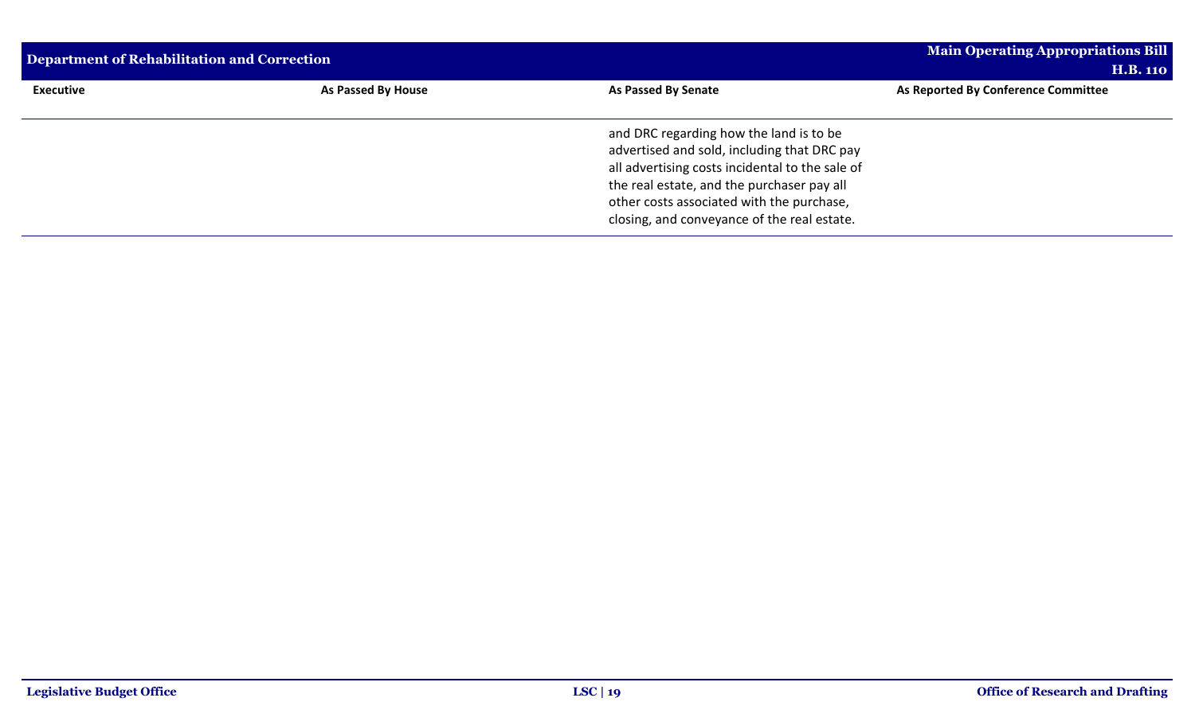| Executive | As Passed By House | As Passed By Senate | As Reported By Conference Committee |
|---|---|---|---|
| | | and DRC regarding how the land is to be advertised and sold, including that DRC pay all advertising costs incidental to the sale of the real estate, and the purchaser pay all other costs associated with the purchase, closing, and conveyance of the real estate. | |